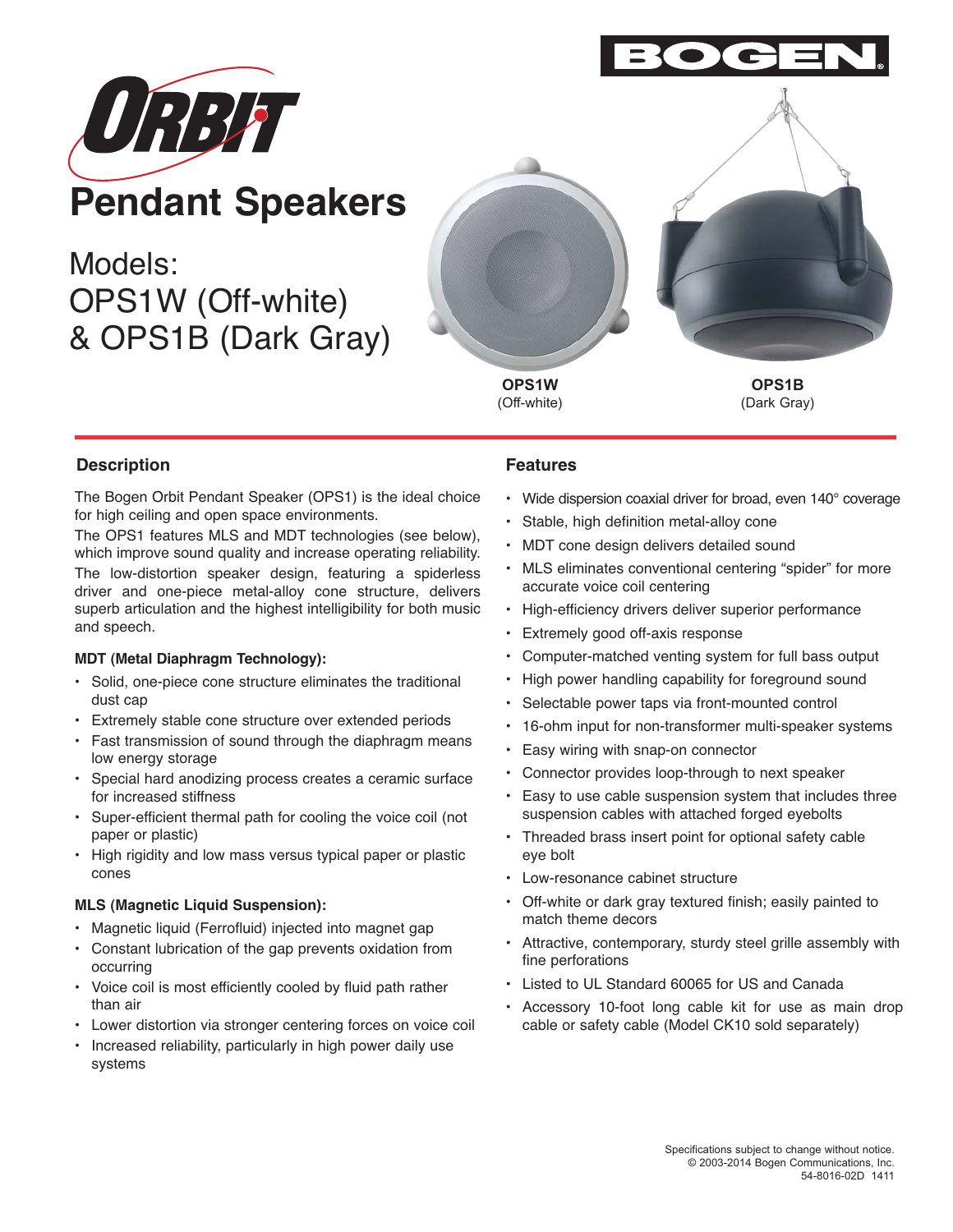# ORBIT

# Pendant Speakers

Models:
OPS1W (Off-white)
& OPS1B (Dark Gray)

**OPS1W**
(Off-white)

**OPS1B**
(Dark Gray)

## Description

The Bogen Orbit Pendant Speaker (OPS1) is the ideal choice for high ceiling and open space environments.

The OPS1 features MLS and MDT technologies (see below), which improve sound quality and increase operating reliability.

The low-distortion speaker design, featuring a spiderless driver and one-piece metal-alloy cone structure, delivers superb articulation and the highest intelligibility for both music and speech.

### MDT (Metal Diaphragm Technology):

- Solid, one-piece cone structure eliminates the traditional dust cap
- Extremely stable cone structure over extended periods
- Fast transmission of sound through the diaphragm means low energy storage
- Special hard anodizing process creates a ceramic surface for increased stiffness
- Super-efficient thermal path for cooling the voice coil (not paper or plastic)
- High rigidity and low mass versus typical paper or plastic cones

### MLS (Magnetic Liquid Suspension):

- Magnetic liquid (Ferrofluid) injected into magnet gap
- Constant lubrication of the gap prevents oxidation from occurring
- Voice coil is most efficiently cooled by fluid path rather than air
- Lower distortion via stronger centering forces on voice coil
- Increased reliability, particularly in high power daily use systems

## Features

- Wide dispersion coaxial driver for broad, even 140° coverage
- Stable, high definition metal-alloy cone
- MDT cone design delivers detailed sound
- MLS eliminates conventional centering "spider" for more accurate voice coil centering
- High-efficiency drivers deliver superior performance
- Extremely good off-axis response
- Computer-matched venting system for full bass output
- High power handling capability for foreground sound
- Selectable power taps via front-mounted control
- 16-ohm input for non-transformer multi-speaker systems
- Easy wiring with snap-on connector
- Connector provides loop-through to next speaker
- Easy to use cable suspension system that includes three suspension cables with attached forged eyebolts
- Threaded brass insert point for optional safety cable eye bolt
- Low-resonance cabinet structure
- Off-white or dark gray textured finish; easily painted to match theme decors
- Attractive, contemporary, sturdy steel grille assembly with fine perforations
- Listed to UL Standard 60065 for US and Canada
- Accessory 10-foot long cable kit for use as main drop cable or safety cable (Model CK10 sold separately)

Specifications subject to change without notice.
© 2003-2014 Bogen Communications, Inc.
54-8016-02D 1411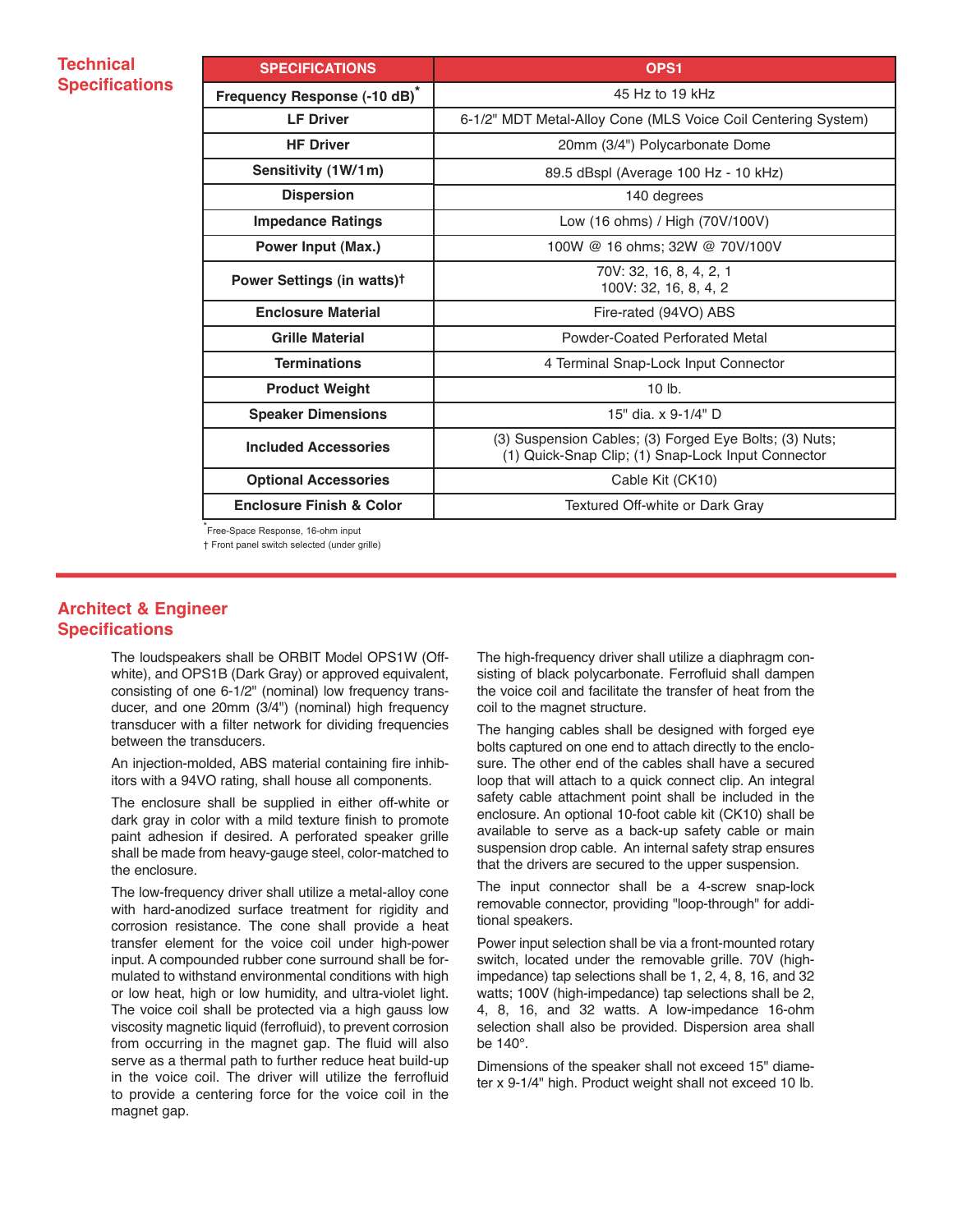## Technical Specifications

| SPECIFICATIONS | OPS1 |
|---|---|
| Frequency Response (-10 dB)* | 45 Hz to 19 kHz |
| LF Driver | 6-1/2" MDT Metal-Alloy Cone (MLS Voice Coil Centering System) |
| HF Driver | 20mm (3/4") Polycarbonate Dome |
| Sensitivity (1W/1m) | 89.5 dBspl (Average 100 Hz - 10 kHz) |
| Dispersion | 140 degrees |
| Impedance Ratings | Low (16 ohms) / High (70V/100V) |
| Power Input (Max.) | 100W @ 16 ohms; 32W @ 70V/100V |
| Power Settings (in watts)† | 70V: 32, 16, 8, 4, 2, 1<br>100V: 32, 16, 8, 4, 2 |
| Enclosure Material | Fire-rated (94VO) ABS |
| Grille Material | Powder-Coated Perforated Metal |
| Terminations | 4 Terminal Snap-Lock Input Connector |
| Product Weight | 10 lb. |
| Speaker Dimensions | 15" dia. x 9-1/4" D |
| Included Accessories | (3) Suspension Cables; (3) Forged Eye Bolts; (3) Nuts;<br>(1) Quick-Snap Clip; (1) Snap-Lock Input Connector |
| Optional Accessories | Cable Kit (CK10) |
| Enclosure Finish & Color | Textured Off-white or Dark Gray |

*Free-Space Response, 16-ohm input

† Front panel switch selected (under grille)

## Architect & Engineer Specifications

The loudspeakers shall be ORBIT Model OPS1W (Off-white), and OPS1B (Dark Gray) or approved equivalent, consisting of one 6-1/2" (nominal) low frequency transducer, and one 20mm (3/4") (nominal) high frequency transducer with a filter network for dividing frequencies between the transducers.

An injection-molded, ABS material containing fire inhibitors with a 94VO rating, shall house all components.

The enclosure shall be supplied in either off-white or dark gray in color with a mild texture finish to promote paint adhesion if desired. A perforated speaker grille shall be made from heavy-gauge steel, color-matched to the enclosure.

The low-frequency driver shall utilize a metal-alloy cone with hard-anodized surface treatment for rigidity and corrosion resistance. The cone shall provide a heat transfer element for the voice coil under high-power input. A compounded rubber cone surround shall be formulated to withstand environmental conditions with high or low heat, high or low humidity, and ultra-violet light. The voice coil shall be protected via a high gauss low viscosity magnetic liquid (ferrofluid), to prevent corrosion from occurring in the magnet gap. The fluid will also serve as a thermal path to further reduce heat build-up in the voice coil. The driver will utilize the ferrofluid to provide a centering force for the voice coil in the magnet gap.

The high-frequency driver shall utilize a diaphragm consisting of black polycarbonate. Ferrofluid shall dampen the voice coil and facilitate the transfer of heat from the coil to the magnet structure.

The hanging cables shall be designed with forged eye bolts captured on one end to attach directly to the enclosure. The other end of the cables shall have a secured loop that will attach to a quick connect clip. An integral safety cable attachment point shall be included in the enclosure. An optional 10-foot cable kit (CK10) shall be available to serve as a back-up safety cable or main suspension drop cable. An internal safety strap ensures that the drivers are secured to the upper suspension.

The input connector shall be a 4-screw snap-lock removable connector, providing "loop-through" for additional speakers.

Power input selection shall be via a front-mounted rotary switch, located under the removable grille. 70V (high-impedance) tap selections shall be 1, 2, 4, 8, 16, and 32 watts; 100V (high-impedance) tap selections shall be 2, 4, 8, 16, and 32 watts. A low-impedance 16-ohm selection shall also be provided. Dispersion area shall be 140°.

Dimensions of the speaker shall not exceed 15" diameter x 9-1/4" high. Product weight shall not exceed 10 lb.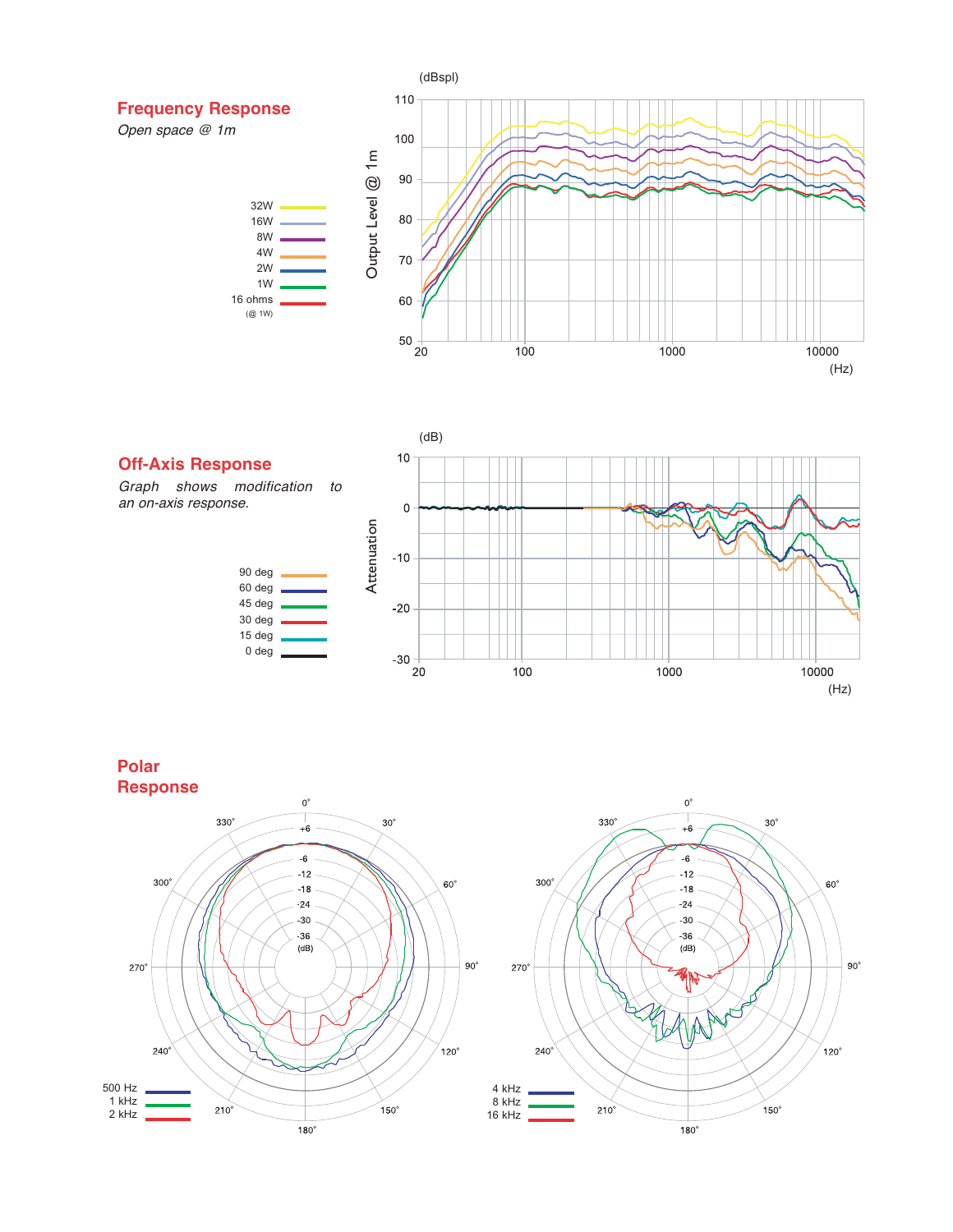## Frequency Response

*Open space @ 1m*

32W
16W
8W
4W
2W
1W
16 ohms (@ 1W)

(dBspl)

Output Level @ 1m

(Hz)

## Off-Axis Response

*Graph shows modification to an on-axis response.*

90 deg
60 deg
45 deg
30 deg
15 deg
0 deg

(dB)

Attenuation

(Hz)

## Polar Response

500 Hz
1 kHz
2 kHz

4 kHz
8 kHz
16 kHz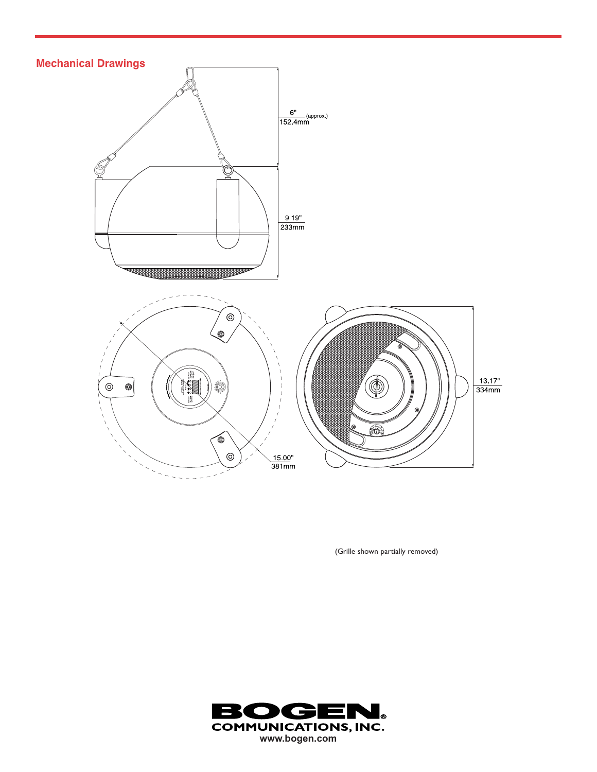## Mechanical Drawings

6"
152.4mm (approx.)

9.19"
233mm

15.00"
381mm

13.17"
334mm

(Grille shown partially removed)

BOGEN
COMMUNICATIONS, INC.
www.bogen.com